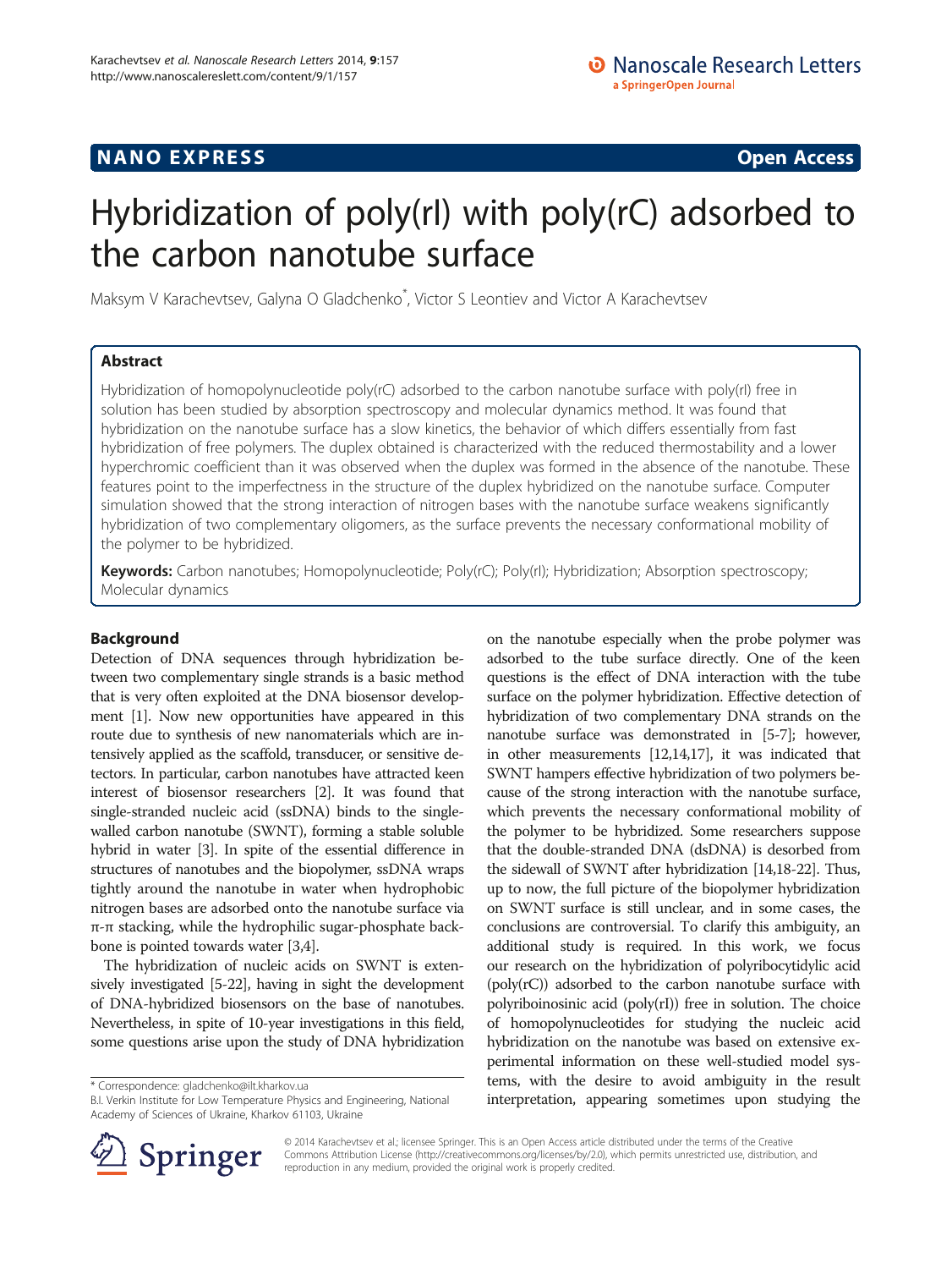NANO EXPRESS **Open Access**

# Hybridization of poly(rI) with poly(rC) adsorbed to the carbon nanotube surface

Maksym V Karachevtsev, Galyna O Gladchenko*, Victor S Leontiev and Victor A Karachevtsev

## Abstract

Hybridization of homopolynucleotide poly(rC) adsorbed to the carbon nanotube surface with poly(rI) free in solution has been studied by absorption spectroscopy and molecular dynamics method. It was found that hybridization on the nanotube surface has a slow kinetics, the behavior of which differs essentially from fast hybridization of free polymers. The duplex obtained is characterized with the reduced thermostability and a lower hyperchromic coefficient than it was observed when the duplex was formed in the absence of the nanotube. These features point to the imperfectness in the structure of the duplex hybridized on the nanotube surface. Computer simulation showed that the strong interaction of nitrogen bases with the nanotube surface weakens significantly hybridization of two complementary oligomers, as the surface prevents the necessary conformational mobility of the polymer to be hybridized.

**Keywords:** Carbon nanotubes; Homopolynucleotide; Poly(rC); Poly(rI); Hybridization; Absorption spectroscopy; Molecular dynamics

## Background

Detection of DNA sequences through hybridization between two complementary single strands is a basic method that is very often exploited at the DNA biosensor development [1]. Now new opportunities have appeared in this route due to synthesis of new nanomaterials which are intensively applied as the scaffold, transducer, or sensitive detectors. In particular, carbon nanotubes have attracted keen interest of biosensor researchers [2]. It was found that single-stranded nucleic acid (ssDNA) binds to the single-walled carbon nanotube (SWNT), forming a stable soluble hybrid in water [3]. In spite of the essential difference in structures of nanotubes and the biopolymer, ssDNA wraps tightly around the nanotube in water when hydrophobic nitrogen bases are adsorbed onto the nanotube surface via π-π stacking, while the hydrophilic sugar-phosphate backbone is pointed towards water [3,4].

The hybridization of nucleic acids on SWNT is extensively investigated [5-22], having in sight the development of DNA-hybridized biosensors on the base of nanotubes. Nevertheless, in spite of 10-year investigations in this field, some questions arise upon the study of DNA hybridization on the nanotube especially when the probe polymer was adsorbed to the tube surface directly. One of the keen questions is the effect of DNA interaction with the tube surface on the polymer hybridization. Effective detection of hybridization of two complementary DNA strands on the nanotube surface was demonstrated in [5-7]; however, in other measurements [12,14,17], it was indicated that SWNT hampers effective hybridization of two polymers because of the strong interaction with the nanotube surface, which prevents the necessary conformational mobility of the polymer to be hybridized. Some researchers suppose that the double-stranded DNA (dsDNA) is desorbed from the sidewall of SWNT after hybridization [14,18-22]. Thus, up to now, the full picture of the biopolymer hybridization on SWNT surface is still unclear, and in some cases, the conclusions are controversial. To clarify this ambiguity, an additional study is required. In this work, we focus our research on the hybridization of polyribocytidylic acid (poly(rC)) adsorbed to the carbon nanotube surface with polyriboinosinic acid (poly(rI)) free in solution. The choice of homopolynucleotides for studying the nucleic acid hybridization on the nanotube was based on extensive experimental information on these well-studied model systems, with the desire to avoid ambiguity in the result interpretation, appearing sometimes upon studying the

\* Correspondence: gladchenko@ilt.kharkov.ua
B.I. Verkin Institute for Low Temperature Physics and Engineering, National Academy of Sciences of Ukraine, Kharkov 61103, Ukraine

© 2014 Karachevtsev et al.; licensee Springer. This is an Open Access article distributed under the terms of the Creative Commons Attribution License (http://creativecommons.org/licenses/by/2.0), which permits unrestricted use, distribution, and reproduction in any medium, provided the original work is properly credited.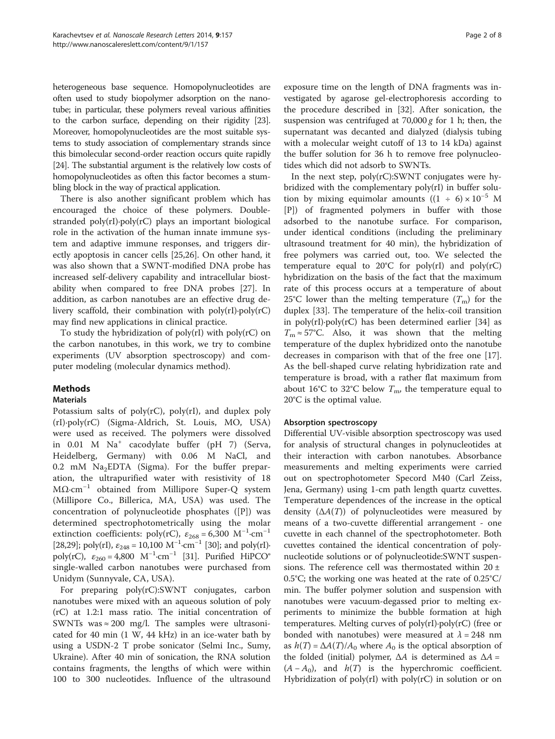heterogeneous base sequence. Homopolynucleotides are often used to study biopolymer adsorption on the nanotube; in particular, these polymers reveal various affinities to the carbon surface, depending on their rigidity [23]. Moreover, homopolynucleotides are the most suitable systems to study association of complementary strands since this bimolecular second-order reaction occurs quite rapidly [24]. The substantial argument is the relatively low costs of homopolynucleotides as often this factor becomes a stumbling block in the way of practical application.

There is also another significant problem which has encouraged the choice of these polymers. Double-stranded poly(rI)·poly(rC) plays an important biological role in the activation of the human innate immune system and adaptive immune responses, and triggers directly apoptosis in cancer cells [25,26]. On other hand, it was also shown that a SWNT-modified DNA probe has increased self-delivery capability and intracellular biostability when compared to free DNA probes [27]. In addition, as carbon nanotubes are an effective drug delivery scaffold, their combination with poly(rI)·poly(rC) may find new applications in clinical practice.

To study the hybridization of poly(rI) with poly(rC) on the carbon nanotubes, in this work, we try to combine experiments (UV absorption spectroscopy) and computer modeling (molecular dynamics method).

## Methods

### Materials

Potassium salts of poly(rC), poly(rI), and duplex poly (rI)·poly(rC) (Sigma-Aldrich, St. Louis, MO, USA) were used as received. The polymers were dissolved in 0.01 M $Na^+$ cacodylate buffer (pH 7) (Serva, Heidelberg, Germany) with 0.06 M NaCl, and 0.2 mM $Na_2EDTA$ (Sigma). For the buffer preparation, the ultrapurified water with resistivity of 18 $M\Omega \cdot cm^{-1}$ obtained from Millipore Super-Q system (Millipore Co., Billerica, MA, USA) was used. The concentration of polynucleotide phosphates ([P]) was determined spectrophotometrically using the molar extinction coefficients: poly(rC), $\varepsilon_{268} = 6{,}300\ M^{-1} \cdot cm^{-1}$ [28,29]; poly(rI), $\varepsilon_{248} = 10{,}100\ M^{-1} \cdot cm^{-1}$ [30]; and poly(rI)·poly(rC), $\varepsilon_{260} = 4{,}800\ M^{-1} \cdot cm^{-1}$ [31]. Purified HiPCO® single-walled carbon nanotubes were purchased from Unidym (Sunnyvale, CA, USA).

For preparing poly(rC):SWNT conjugates, carbon nanotubes were mixed with an aqueous solution of poly (rC) at 1.2:1 mass ratio. The initial concentration of SWNTs was ≈ 200 mg/l. The samples were ultrasonicated for 40 min (1 W, 44 kHz) in an ice-water bath by using a USDN-2 T probe sonicator (Selmi Inc., Sumy, Ukraine). After 40 min of sonication, the RNA solution contains fragments, the lengths of which were within 100 to 300 nucleotides. Influence of the ultrasound exposure time on the length of DNA fragments was investigated by agarose gel-electrophoresis according to the procedure described in [32]. After sonication, the suspension was centrifuged at 70,000 $g$ for 1 h; then, the supernatant was decanted and dialyzed (dialysis tubing with a molecular weight cutoff of 13 to 14 kDa) against the buffer solution for 36 h to remove free polynucleotides which did not adsorb to SWNTs.

In the next step, poly(rC):SWNT conjugates were hybridized with the complementary poly(rI) in buffer solution by mixing equimolar amounts ($(1 \div 6) \times 10^{-5}$ M [P]) of fragmented polymers in buffer with those adsorbed to the nanotube surface. For comparison, under identical conditions (including the preliminary ultrasound treatment for 40 min), the hybridization of free polymers was carried out, too. We selected the temperature equal to 20°C for poly(rI) and poly(rC) hybridization on the basis of the fact that the maximum rate of this process occurs at a temperature of about 25°C lower than the melting temperature ($T_m$) for the duplex [33]. The temperature of the helix-coil transition in poly(rI)·poly(rC) has been determined earlier [34] as $T_m \approx 57°C$. Also, it was shown that the melting temperature of the duplex hybridized onto the nanotube decreases in comparison with that of the free one [17]. As the bell-shaped curve relating hybridization rate and temperature is broad, with a rather flat maximum from about 16°C to 32°C below $T_m$, the temperature equal to 20°C is the optimal value.

### Absorption spectroscopy

Differential UV-visible absorption spectroscopy was used for analysis of structural changes in polynucleotides at their interaction with carbon nanotubes. Absorbance measurements and melting experiments were carried out on spectrophotometer Specord M40 (Carl Zeiss, Jena, Germany) using 1-cm path length quartz cuvettes. Temperature dependences of the increase in the optical density ($\Delta A(T)$) of polynucleotides were measured by means of a two-cuvette differential arrangement - one cuvette in each channel of the spectrophotometer. Both cuvettes contained the identical concentration of polynucleotide solutions or of polynucleotide:SWNT suspensions. The reference cell was thermostated within 20 ± 0.5°C; the working one was heated at the rate of 0.25°C/min. The buffer polymer solution and suspension with nanotubes were vacuum-degassed prior to melting experiments to minimize the bubble formation at high temperatures. Melting curves of poly(rI)·poly(rC) (free or bonded with nanotubes) were measured at $\lambda = 248$ nm as $h(T) = \Delta A(T)/A_0$ where $A_0$ is the optical absorption of the folded (initial) polymer, $\Delta A$ is determined as $\Delta A = (A - A_0)$, and $h(T)$ is the hyperchromic coefficient. Hybridization of poly(rI) with poly(rC) in solution or on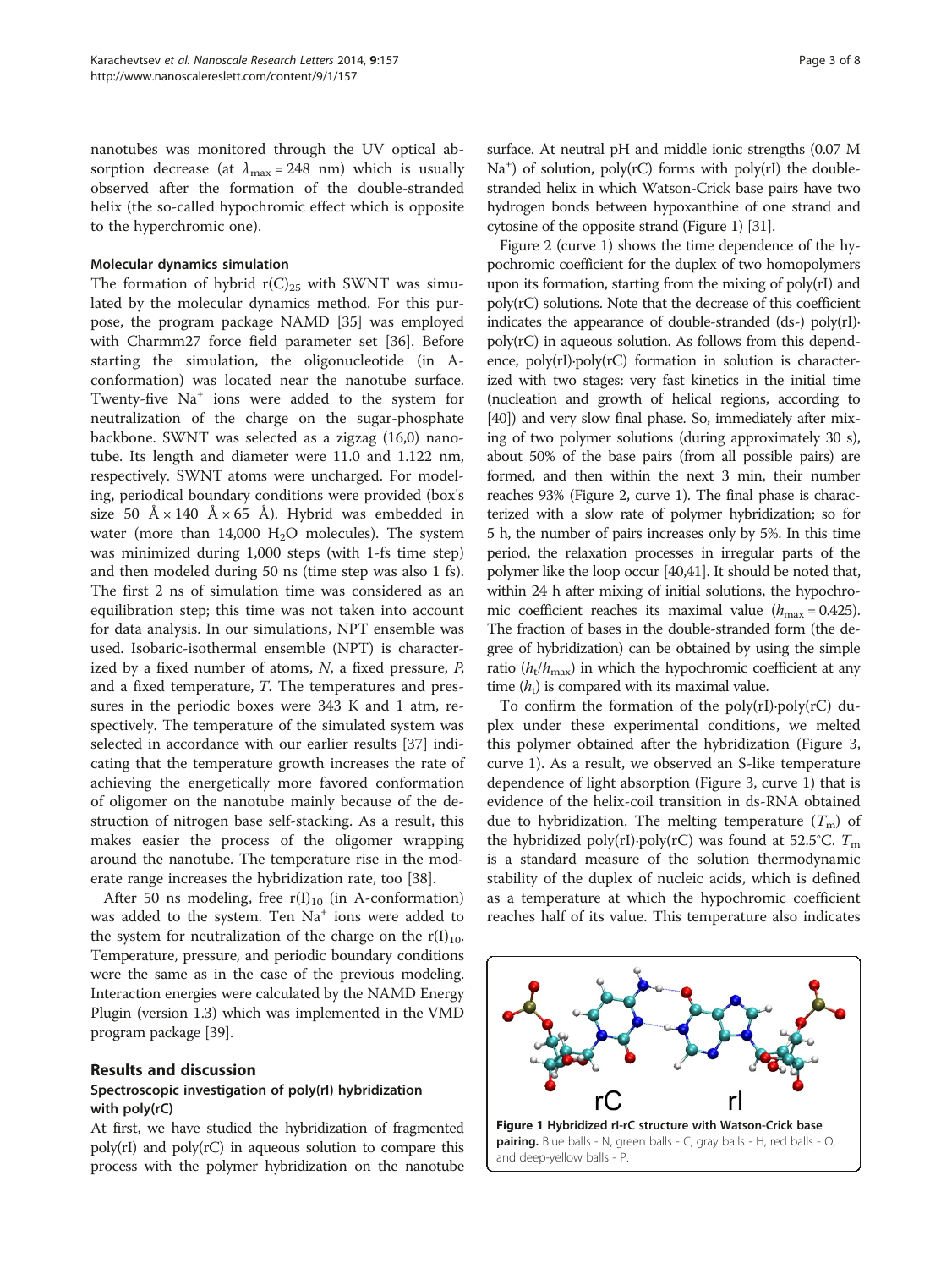nanotubes was monitored through the UV optical absorption decrease (at $\lambda_{max} = 248$ nm) which is usually observed after the formation of the double-stranded helix (the so-called hypochromic effect which is opposite to the hyperchromic one).

### Molecular dynamics simulation

The formation of hybrid $r(C)_{25}$ with SWNT was simulated by the molecular dynamics method. For this purpose, the program package NAMD [35] was employed with Charmm27 force field parameter set [36]. Before starting the simulation, the oligonucleotide (in A-conformation) was located near the nanotube surface. Twenty-five $Na^+$ ions were added to the system for neutralization of the charge on the sugar-phosphate backbone. SWNT was selected as a zigzag (16,0) nanotube. Its length and diameter were 11.0 and 1.122 nm, respectively. SWNT atoms were uncharged. For modeling, periodical boundary conditions were provided (box's size 50 Å × 140 Å × 65 Å). Hybrid was embedded in water (more than 14,000 $H_2O$ molecules). The system was minimized during 1,000 steps (with 1-fs time step) and then modeled during 50 ns (time step was also 1 fs). The first 2 ns of simulation time was considered as an equilibration step; this time was not taken into account for data analysis. In our simulations, NPT ensemble was used. Isobaric-isothermal ensemble (NPT) is characterized by a fixed number of atoms, *N*, a fixed pressure, *P*, and a fixed temperature, *T*. The temperatures and pressures in the periodic boxes were 343 K and 1 atm, respectively. The temperature of the simulated system was selected in accordance with our earlier results [37] indicating that the temperature growth increases the rate of achieving the energetically more favored conformation of oligomer on the nanotube mainly because of the destruction of nitrogen base self-stacking. As a result, this makes easier the process of the oligomer wrapping around the nanotube. The temperature rise in the moderate range increases the hybridization rate, too [38].

After 50 ns modeling, free $r(I)_{10}$ (in A-conformation) was added to the system. Ten $Na^+$ ions were added to the system for neutralization of the charge on the $r(I)_{10}$. Temperature, pressure, and periodic boundary conditions were the same as in the case of the previous modeling. Interaction energies were calculated by the NAMD Energy Plugin (version 1.3) which was implemented in the VMD program package [39].

## Results and discussion

### Spectroscopic investigation of poly(rI) hybridization with poly(rC)

At first, we have studied the hybridization of fragmented poly(rI) and poly(rC) in aqueous solution to compare this process with the polymer hybridization on the nanotube surface. At neutral pH and middle ionic strengths (0.07 M $Na^+$) of solution, poly(rC) forms with poly(rI) the double-stranded helix in which Watson-Crick base pairs have two hydrogen bonds between hypoxanthine of one strand and cytosine of the opposite strand (Figure 1) [31].

Figure 2 (curve 1) shows the time dependence of the hypochromic coefficient for the duplex of two homopolymers upon its formation, starting from the mixing of poly(rI) and poly(rC) solutions. Note that the decrease of this coefficient indicates the appearance of double-stranded (ds-) poly(rI)·poly(rC) in aqueous solution. As follows from this dependence, poly(rI)·poly(rC) formation in solution is characterized with two stages: very fast kinetics in the initial time (nucleation and growth of helical regions, according to [40]) and very slow final phase. So, immediately after mixing of two polymer solutions (during approximately 30 s), about 50% of the base pairs (from all possible pairs) are formed, and then within the next 3 min, their number reaches 93% (Figure 2, curve 1). The final phase is characterized with a slow rate of polymer hybridization; so for 5 h, the number of pairs increases only by 5%. In this time period, the relaxation processes in irregular parts of the polymer like the loop occur [40,41]. It should be noted that, within 24 h after mixing of initial solutions, the hypochromic coefficient reaches its maximal value ($h_{max} = 0.425$). The fraction of bases in the double-stranded form (the degree of hybridization) can be obtained by using the simple ratio ($h_t/h_{max}$) in which the hypochromic coefficient at any time ($h_t$) is compared with its maximal value.

To confirm the formation of the poly(rI)·poly(rC) duplex under these experimental conditions, we melted this polymer obtained after the hybridization (Figure 3, curve 1). As a result, we observed an S-like temperature dependence of light absorption (Figure 3, curve 1) that is evidence of the helix-coil transition in ds-RNA obtained due to hybridization. The melting temperature ($T_m$) of the hybridized poly(rI)·poly(rC) was found at 52.5°C. $T_m$ is a standard measure of the solution thermodynamic stability of the duplex of nucleic acids, which is defined as a temperature at which the hypochromic coefficient reaches half of its value. This temperature also indicates

**Figure 1 Hybridized rI-rC structure with Watson-Crick base pairing.** Blue balls - N, green balls - C, gray balls - H, red balls - O, and deep-yellow balls - P.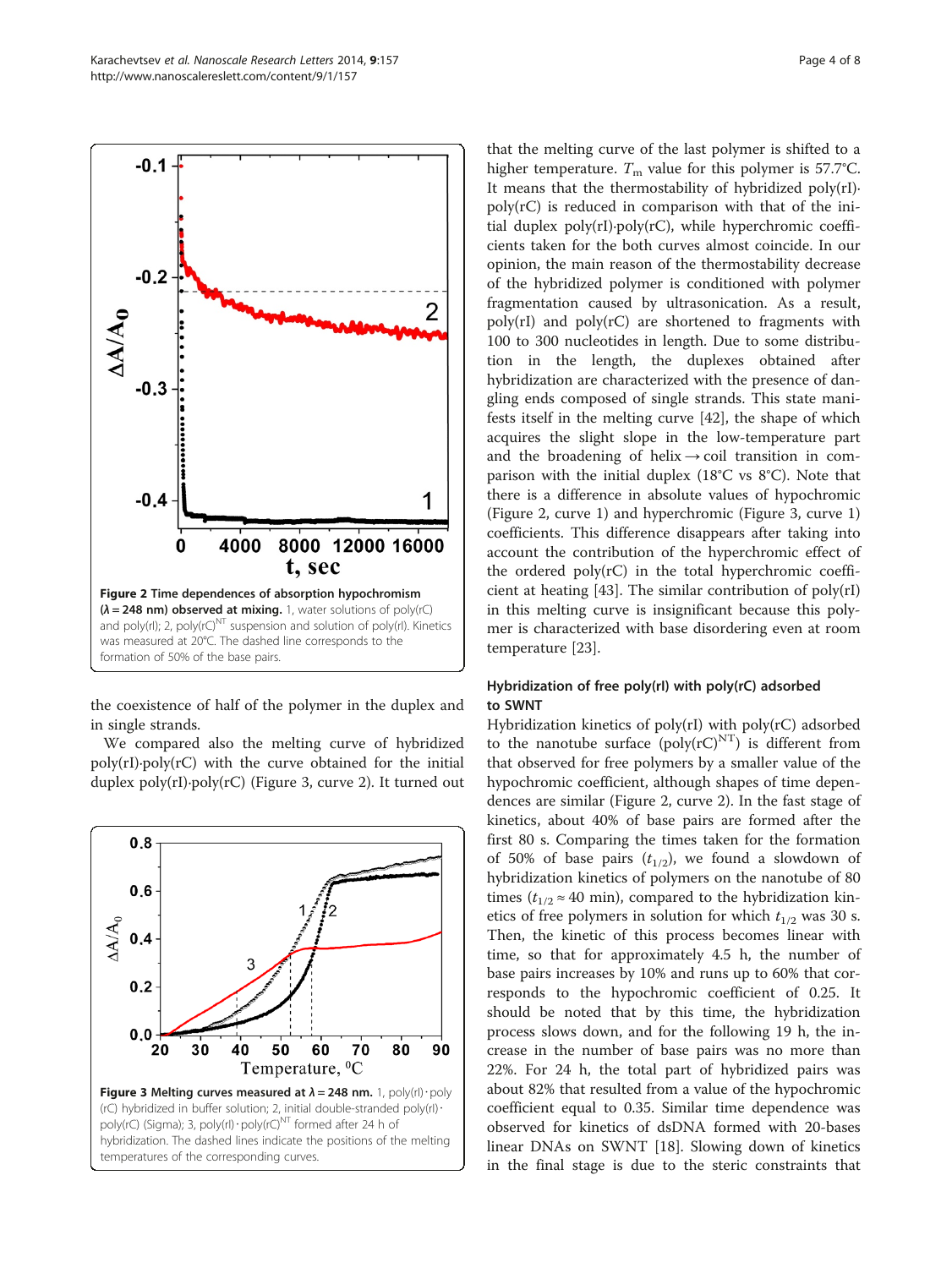**Figure 2 Time dependences of absorption hypochromism (λ = 248 nm) observed at mixing.** 1, water solutions of poly(rC) and poly(rI); 2, poly(rC)$^{NT}$ suspension and solution of poly(rI). Kinetics was measured at 20°C. The dashed line corresponds to the formation of 50% of the base pairs.

the coexistence of half of the polymer in the duplex and in single strands.

We compared also the melting curve of hybridized poly(rI)·poly(rC) with the curve obtained for the initial duplex poly(rI)·poly(rC) (Figure 3, curve 2). It turned out that the melting curve of the last polymer is shifted to a higher temperature. $T_m$ value for this polymer is 57.7°C. It means that the thermostability of hybridized poly(rI)·poly(rC) is reduced in comparison with that of the initial duplex poly(rI)·poly(rC), while hyperchromic coefficients taken for the both curves almost coincide. In our opinion, the main reason of the thermostability decrease of the hybridized polymer is conditioned with polymer fragmentation caused by ultrasonication. As a result, poly(rI) and poly(rC) are shortened to fragments with 100 to 300 nucleotides in length. Due to some distribution in the length, the duplexes obtained after hybridization are characterized with the presence of dangling ends composed of single strands. This state manifests itself in the melting curve [42], the shape of which acquires the slight slope in the low-temperature part and the broadening of helix → coil transition in comparison with the initial duplex (18°C vs 8°C). Note that there is a difference in absolute values of hypochromic (Figure 2, curve 1) and hyperchromic (Figure 3, curve 1) coefficients. This difference disappears after taking into account the contribution of the hyperchromic effect of the ordered poly(rC) in the total hyperchromic coefficient at heating [43]. The similar contribution of poly(rI) in this melting curve is insignificant because this polymer is characterized with base disordering even at room temperature [23].

**Figure 3 Melting curves measured at λ = 248 nm.** 1, poly(rI)·poly(rC) hybridized in buffer solution; 2, initial double-stranded poly(rI)·poly(rC) (Sigma); 3, poly(rI)·poly(rC)$^{NT}$ formed after 24 h of hybridization. The dashed lines indicate the positions of the melting temperatures of the corresponding curves.

### Hybridization of free poly(rI) with poly(rC) adsorbed to SWNT

Hybridization kinetics of poly(rI) with poly(rC) adsorbed to the nanotube surface (poly(rC)$^{NT}$) is different from that observed for free polymers by a smaller value of the hypochromic coefficient, although shapes of time dependences are similar (Figure 2, curve 2). In the fast stage of kinetics, about 40% of base pairs are formed after the first 80 s. Comparing the times taken for the formation of 50% of base pairs ($t_{1/2}$), we found a slowdown of hybridization kinetics of polymers on the nanotube of 80 times ($t_{1/2} \approx 40$ min), compared to the hybridization kinetics of free polymers in solution for which $t_{1/2}$ was 30 s. Then, the kinetic of this process becomes linear with time, so that for approximately 4.5 h, the number of base pairs increases by 10% and runs up to 60% that corresponds to the hypochromic coefficient of 0.25. It should be noted that by this time, the hybridization process slows down, and for the following 19 h, the increase in the number of base pairs was no more than 22%. For 24 h, the total part of hybridized pairs was about 82% that resulted from a value of the hypochromic coefficient equal to 0.35. Similar time dependence was observed for kinetics of dsDNA formed with 20-bases linear DNAs on SWNT [18]. Slowing down of kinetics in the final stage is due to the steric constraints that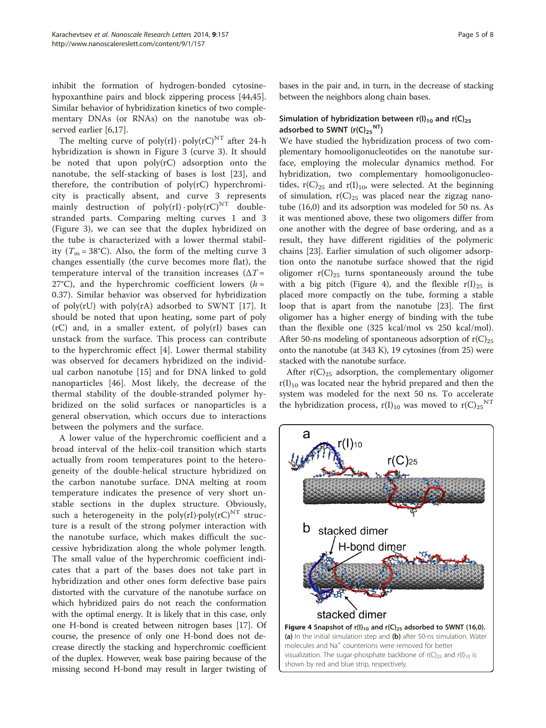inhibit the formation of hydrogen-bonded cytosine-hypoxanthine pairs and block zippering process [44,45]. Similar behavior of hybridization kinetics of two complementary DNAs (or RNAs) on the nanotube was observed earlier [6,17].

The melting curve of $\mathrm{poly(rI)} \cdot \mathrm{poly(rC)}^{\mathrm{NT}}$ after 24-h hybridization is shown in Figure 3 (curve 3). It should be noted that upon poly(rC) adsorption onto the nanotube, the self-stacking of bases is lost [23], and therefore, the contribution of poly(rC) hyperchromicity is practically absent, and curve 3 represents mainly destruction of $\mathrm{poly(rI)} \cdot \mathrm{poly(rC)}^{\mathrm{NT}}$ double-stranded parts. Comparing melting curves 1 and 3 (Figure 3), we can see that the duplex hybridized on the tube is characterized with a lower thermal stability ($T_m = 38°C$). Also, the form of the melting curve 3 changes essentially (the curve becomes more flat), the temperature interval of the transition increases ($\Delta T \approx 27°C$), and the hyperchromic coefficient lowers ($h \approx 0.37$). Similar behavior was observed for hybridization of poly(rU) with poly(rA) adsorbed to SWNT [17]. It should be noted that upon heating, some part of poly (rC) and, in a smaller extent, of poly(rI) bases can unstack from the surface. This process can contribute to the hyperchromic effect [4]. Lower thermal stability was observed for decamers hybridized on the individual carbon nanotube [15] and for DNA linked to gold nanoparticles [46]. Most likely, the decrease of the thermal stability of the double-stranded polymer hybridized on the solid surfaces or nanoparticles is a general observation, which occurs due to interactions between the polymers and the surface.

A lower value of the hyperchromic coefficient and a broad interval of the helix-coil transition which starts actually from room temperatures point to the heterogeneity of the double-helical structure hybridized on the carbon nanotube surface. DNA melting at room temperature indicates the presence of very short unstable sections in the duplex structure. Obviously, such a heterogeneity in the $\mathrm{poly(rI)} \cdot \mathrm{poly(rC)}^{\mathrm{NT}}$ structure is a result of the strong polymer interaction with the nanotube surface, which makes difficult the successive hybridization along the whole polymer length. The small value of the hyperchromic coefficient indicates that a part of the bases does not take part in hybridization and other ones form defective base pairs distorted with the curvature of the nanotube surface on which hybridized pairs do not reach the conformation with the optimal energy. It is likely that in this case, only one H-bond is created between nitrogen bases [17]. Of course, the presence of only one H-bond does not decrease directly the stacking and hyperchromic coefficient of the duplex. However, weak base pairing because of the missing second H-bond may result in larger twisting of bases in the pair and, in turn, in the decrease of stacking between the neighbors along chain bases.

### Simulation of hybridization between $r(I)_{10}$ and $r(C)_{25}$ adsorbed to SWNT ($r(C)_{25}^{\mathrm{NT}}$)

We have studied the hybridization process of two complementary homooligonucleotides on the nanotube surface, employing the molecular dynamics method. For hybridization, two complementary homooligonucleotides, $r(C)_{25}$ and $r(I)_{10}$, were selected. At the beginning of simulation, $r(C)_{25}$ was placed near the zigzag nanotube (16,0) and its adsorption was modeled for 50 ns. As it was mentioned above, these two oligomers differ from one another with the degree of base ordering, and as a result, they have different rigidities of the polymeric chains [23]. Earlier simulation of such oligomer adsorption onto the nanotube surface showed that the rigid oligomer $r(C)_{25}$ turns spontaneously around the tube with a big pitch (Figure 4), and the flexible $r(I)_{25}$ is placed more compactly on the tube, forming a stable loop that is apart from the nanotube [23]. The first oligomer has a higher energy of binding with the tube than the flexible one (325 kcal/mol vs 250 kcal/mol). After 50-ns modeling of spontaneous adsorption of $r(C)_{25}$ onto the nanotube (at 343 K), 19 cytosines (from 25) were stacked with the nanotube surface.

After $r(C)_{25}$ adsorption, the complementary oligomer $r(I)_{10}$ was located near the hybrid prepared and then the system was modeled for the next 50 ns. To accelerate the hybridization process, $r(I)_{10}$ was moved to $r(C)_{25}^{\mathrm{NT}}$

**Figure 4 Snapshot of $r(I)_{10}$ and $r(C)_{25}$ adsorbed to SWNT (16,0).** **(a)** In the initial simulation step and **(b)** after 50-ns simulation. Water molecules and $Na^+$ counterions were removed for better visualization. The sugar-phosphate backbone of $r(C)_{25}$ and $r(I)_{10}$ is shown by red and blue strip, respectively.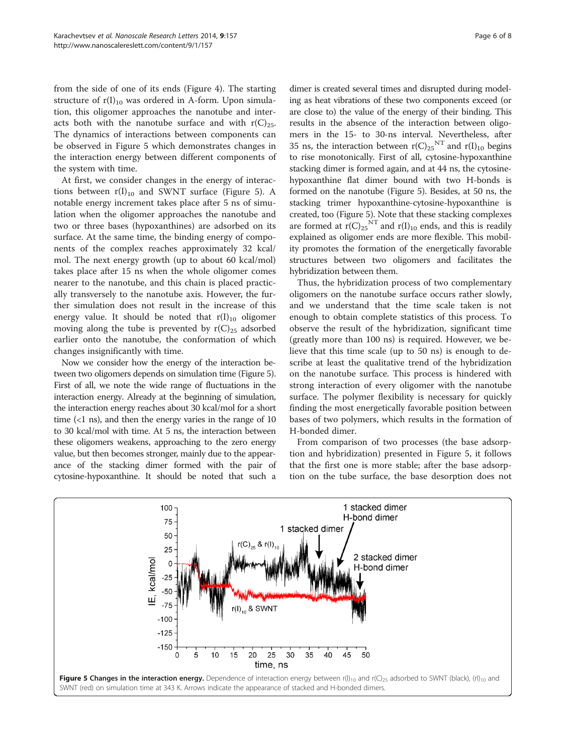from the side of one of its ends (Figure 4). The starting structure of $r(I)_{10}$ was ordered in A-form. Upon simulation, this oligomer approaches the nanotube and interacts both with the nanotube surface and with $r(C)_{25}$. The dynamics of interactions between components can be observed in Figure 5 which demonstrates changes in the interaction energy between different components of the system with time.

At first, we consider changes in the energy of interactions between $r(I)_{10}$ and SWNT surface (Figure 5). A notable energy increment takes place after 5 ns of simulation when the oligomer approaches the nanotube and two or three bases (hypoxanthines) are adsorbed on its surface. At the same time, the binding energy of components of the complex reaches approximately 32 kcal/mol. The next energy growth (up to about 60 kcal/mol) takes place after 15 ns when the whole oligomer comes nearer to the nanotube, and this chain is placed practically transversely to the nanotube axis. However, the further simulation does not result in the increase of this energy value. It should be noted that $r(I)_{10}$ oligomer moving along the tube is prevented by $r(C)_{25}$ adsorbed earlier onto the nanotube, the conformation of which changes insignificantly with time.

Now we consider how the energy of the interaction between two oligomers depends on simulation time (Figure 5). First of all, we note the wide range of fluctuations in the interaction energy. Already at the beginning of simulation, the interaction energy reaches about 30 kcal/mol for a short time (<1 ns), and then the energy varies in the range of 10 to 30 kcal/mol with time. At 5 ns, the interaction between these oligomers weakens, approaching to the zero energy value, but then becomes stronger, mainly due to the appearance of the stacking dimer formed with the pair of cytosine-hypoxanthine. It should be noted that such a dimer is created several times and disrupted during modeling as heat vibrations of these two components exceed (or are close to) the value of the energy of their binding. This results in the absence of the interaction between oligomers in the 15- to 30-ns interval. Nevertheless, after 35 ns, the interaction between $r(C)_{25}{}^{NT}$ and $r(I)_{10}$ begins to rise monotonically. First of all, cytosine-hypoxanthine stacking dimer is formed again, and at 44 ns, the cytosine-hypoxanthine flat dimer bound with two H-bonds is formed on the nanotube (Figure 5). Besides, at 50 ns, the stacking trimer hypoxanthine-cytosine-hypoxanthine is created, too (Figure 5). Note that these stacking complexes are formed at $r(C)_{25}{}^{NT}$ and $r(I)_{10}$ ends, and this is readily explained as oligomer ends are more flexible. This mobility promotes the formation of the energetically favorable structures between two oligomers and facilitates the hybridization between them.

Thus, the hybridization process of two complementary oligomers on the nanotube surface occurs rather slowly, and we understand that the time scale taken is not enough to obtain complete statistics of this process. To observe the result of the hybridization, significant time (greatly more than 100 ns) is required. However, we believe that this time scale (up to 50 ns) is enough to describe at least the qualitative trend of the hybridization on the nanotube surface. This process is hindered with strong interaction of every oligomer with the nanotube surface. The polymer flexibility is necessary for quickly finding the most energetically favorable position between bases of two polymers, which results in the formation of H-bonded dimer.

From comparison of two processes (the base adsorption and hybridization) presented in Figure 5, it follows that the first one is more stable; after the base adsorption on the tube surface, the base desorption does not

**Figure 5 Changes in the interaction energy.** Dependence of interaction energy between $r(I)_{10}$ and $r(C)_{25}$ adsorbed to SWNT (black), $(rI)_{10}$ and SWNT (red) on simulation time at 343 K. Arrows indicate the appearance of stacked and H-bonded dimers.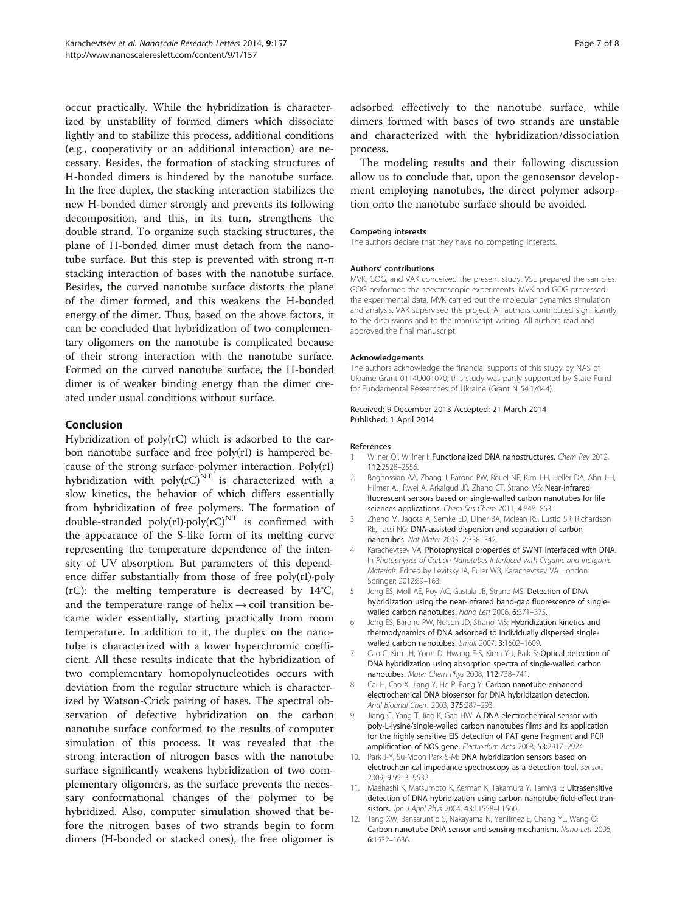occur practically. While the hybridization is characterized by unstability of formed dimers which dissociate lightly and to stabilize this process, additional conditions (e.g., cooperativity or an additional interaction) are necessary. Besides, the formation of stacking structures of H-bonded dimers is hindered by the nanotube surface. In the free duplex, the stacking interaction stabilizes the new H-bonded dimer strongly and prevents its following decomposition, and this, in its turn, strengthens the double strand. To organize such stacking structures, the plane of H-bonded dimer must detach from the nanotube surface. But this step is prevented with strong π-π stacking interaction of bases with the nanotube surface. Besides, the curved nanotube surface distorts the plane of the dimer formed, and this weakens the H-bonded energy of the dimer. Thus, based on the above factors, it can be concluded that hybridization of two complementary oligomers on the nanotube is complicated because of their strong interaction with the nanotube surface. Formed on the curved nanotube surface, the H-bonded dimer is of weaker binding energy than the dimer created under usual conditions without surface.

## Conclusion

Hybridization of poly(rC) which is adsorbed to the carbon nanotube surface and free poly(rI) is hampered because of the strong surface-polymer interaction. Poly(rI) hybridization with poly(rC)$^{NT}$ is characterized with a slow kinetics, the behavior of which differs essentially from hybridization of free polymers. The formation of double-stranded poly(rI)·poly(rC)$^{NT}$ is confirmed with the appearance of the S-like form of its melting curve representing the temperature dependence of the intensity of UV absorption. But parameters of this dependence differ substantially from those of free poly(rI)·poly (rC): the melting temperature is decreased by 14°C, and the temperature range of helix → coil transition became wider essentially, starting practically from room temperature. In addition to it, the duplex on the nanotube is characterized with a lower hyperchromic coefficient. All these results indicate that the hybridization of two complementary homopolynucleotides occurs with deviation from the regular structure which is characterized by Watson-Crick pairing of bases. The spectral observation of defective hybridization on the carbon nanotube surface conformed to the results of computer simulation of this process. It was revealed that the strong interaction of nitrogen bases with the nanotube surface significantly weakens hybridization of two complementary oligomers, as the surface prevents the necessary conformational changes of the polymer to be hybridized. Also, computer simulation showed that before the nitrogen bases of two strands begin to form dimers (H-bonded or stacked ones), the free oligomer is adsorbed effectively to the nanotube surface, while dimers formed with bases of two strands are unstable and characterized with the hybridization/dissociation process.

The modeling results and their following discussion allow us to conclude that, upon the genosensor development employing nanotubes, the direct polymer adsorption onto the nanotube surface should be avoided.

#### Competing interests

The authors declare that they have no competing interests.

#### Authors' contributions

MVK, GOG, and VAK conceived the present study. VSL prepared the samples. GOG performed the spectroscopic experiments. MVK and GOG processed the experimental data. MVK carried out the molecular dynamics simulation and analysis. VAK supervised the project. All authors contributed significantly to the discussions and to the manuscript writing. All authors read and approved the final manuscript.

#### Acknowledgements

The authors acknowledge the financial supports of this study by NAS of Ukraine Grant 0114U001070; this study was partly supported by State Fund for Fundamental Researches of Ukraine (Grant N 54.1/044).

Received: 9 December 2013 Accepted: 21 March 2014
Published: 1 April 2014

#### References

1. Wilner OI, Willner I: **Functionalized DNA nanostructures.** *Chem Rev* 2012, **112:**2528–2556.
2. Boghossian AA, Zhang J, Barone PW, Reuel NF, Kim J-H, Heller DA, Ahn J-H, Hilmer AJ, Rwei A, Arkalgud JR, Zhang CT, Strano MS: **Near-infrared fluorescent sensors based on single-walled carbon nanotubes for life sciences applications.** *Chem Sus Chem* 2011, **4:**848–863.
3. Zheng M, Jagota A, Semke ED, Diner BA, Mclean RS, Lustig SR, Richardson RE, Tassi NG: **DNA-assisted dispersion and separation of carbon nanotubes.** *Nat Mater* 2003, **2:**338–342.
4. Karachevtsev VA: **Photophysical properties of SWNT interfaced with DNA.** In *Photophysics of Carbon Nanotubes Interfaced with Organic and Inorganic Materials.* Edited by Levitsky IA, Euler WB, Karachevtsev VA. London: Springer; 2012:89–163.
5. Jeng ES, Moll AE, Roy AC, Gastala JB, Strano MS: **Detection of DNA hybridization using the near-infrared band-gap fluorescence of single-walled carbon nanotubes.** *Nano Lett* 2006, **6:**371–375.
6. Jeng ES, Barone PW, Nelson JD, Strano MS: **Hybridization kinetics and thermodynamics of DNA adsorbed to individually dispersed single-walled carbon nanotubes.** *Small* 2007, **3:**1602–1609.
7. Cao C, Kim JH, Yoon D, Hwang E-S, Kima Y-J, Baik S: **Optical detection of DNA hybridization using absorption spectra of single-walled carbon nanotubes.** *Mater Chem Phys* 2008, **112:**738–741.
8. Cai H, Cao X, Jiang Y, He P, Fang Y: **Carbon nanotube-enhanced electrochemical DNA biosensor for DNA hybridization detection.** *Anal Bioanal Chem* 2003, **375:**287–293.
9. Jiang C, Yang T, Jiao K, Gao HW: **A DNA electrochemical sensor with poly-L-lysine/single-walled carbon nanotubes films and its application for the highly sensitive EIS detection of PAT gene fragment and PCR amplification of NOS gene.** *Electrochim Acta* 2008, **53:**2917–2924.
10. Park J-Y, Su-Moon Park S-M: **DNA hybridization sensors based on electrochemical impedance spectroscopy as a detection tool.** *Sensors* 2009, **9:**9513–9532.
11. Maehashi K, Matsumoto K, Kerman K, Takamura Y, Tamiya E: **Ultrasensitive detection of DNA hybridization using carbon nanotube field-effect transistors.** *Jpn J Appl Phys* 2004, **43:**L1558–L1560.
12. Tang XW, Bansaruntip S, Nakayama N, Yenilmez E, Chang YL, Wang Q: **Carbon nanotube DNA sensor and sensing mechanism.** *Nano Lett* 2006, **6:**1632–1636.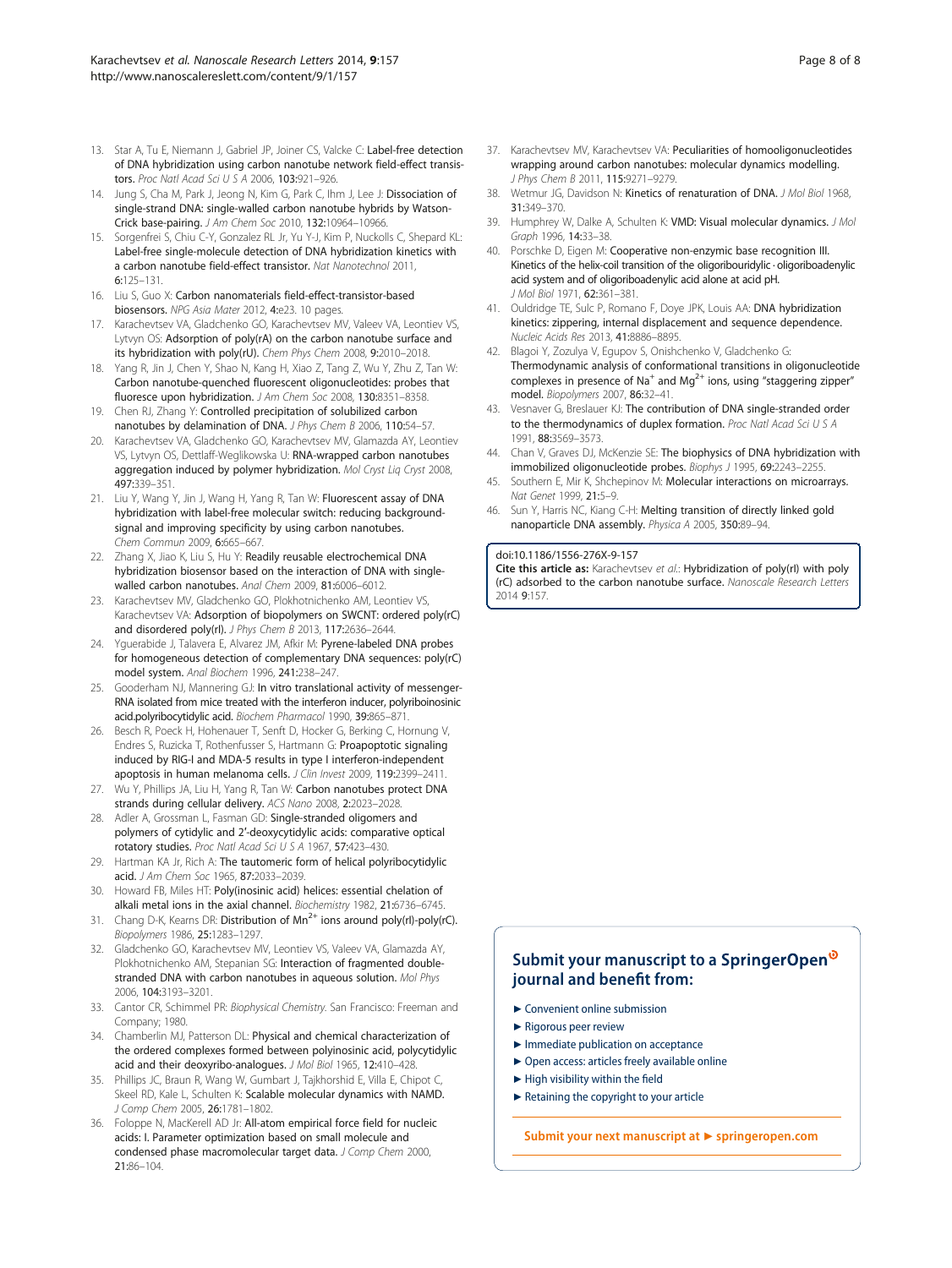13. Star A, Tu E, Niemann J, Gabriel JP, Joiner CS, Valcke C: **Label-free detection of DNA hybridization using carbon nanotube network field-effect transistors.** *Proc Natl Acad Sci U S A* 2006, **103**:921–926.
14. Jung S, Cha M, Park J, Jeong N, Kim G, Park C, Ihm J, Lee J: **Dissociation of single-strand DNA: single-walled carbon nanotube hybrids by Watson-Crick base-pairing.** *J Am Chem Soc* 2010, **132**:10964–10966.
15. Sorgenfrei S, Chiu C-Y, Gonzalez RL Jr, Yu Y-J, Kim P, Nuckolls C, Shepard KL: **Label-free single-molecule detection of DNA hybridization kinetics with a carbon nanotube field-effect transistor.** *Nat Nanotechnol* 2011, **6**:125–131.
16. Liu S, Guo X: **Carbon nanomaterials field-effect-transistor-based biosensors.** *NPG Asia Mater* 2012, **4**:e23. 10 pages.
17. Karachevtsev VA, Gladchenko GO, Karachevtsev MV, Valeev VA, Leontiev VS, Lytvyn OS: **Adsorption of poly(rA) on the carbon nanotube surface and its hybridization with poly(rU).** *Chem Phys Chem* 2008, **9**:2010–2018.
18. Yang R, Jin J, Chen Y, Shao N, Kang H, Xiao Z, Tang Z, Wu Y, Zhu Z, Tan W: **Carbon nanotube-quenched fluorescent oligonucleotides: probes that fluoresce upon hybridization.** *J Am Chem Soc* 2008, **130**:8351–8358.
19. Chen RJ, Zhang Y: **Controlled precipitation of solubilized carbon nanotubes by delamination of DNA.** *J Phys Chem B* 2006, **110**:54–57.
20. Karachevtsev VA, Gladchenko GO, Karachevtsev MV, Glamazda AY, Leontiev VS, Lytvyn OS, Dettlaff-Weglikowska U: **RNA-wrapped carbon nanotubes aggregation induced by polymer hybridization.** *Mol Cryst Liq Cryst* 2008, **497**:339–351.
21. Liu Y, Wang Y, Jin J, Wang H, Yang R, Tan W: **Fluorescent assay of DNA hybridization with label-free molecular switch: reducing background-signal and improving specificity by using carbon nanotubes.** *Chem Commun* 2009, **6**:665–667.
22. Zhang X, Jiao K, Liu S, Hu Y: **Readily reusable electrochemical DNA hybridization biosensor based on the interaction of DNA with single-walled carbon nanotubes.** *Anal Chem* 2009, **81**:6006–6012.
23. Karachevtsev MV, Gladchenko GO, Plokhotnichenko AM, Leontiev VS, Karachevtsev VA: **Adsorption of biopolymers on SWCNT: ordered poly(rC) and disordered poly(rI).** *J Phys Chem B* 2013, **117**:2636–2644.
24. Yguerabide J, Talavera E, Alvarez JM, Afkir M: **Pyrene-labeled DNA probes for homogeneous detection of complementary DNA sequences: poly(rC) model system.** *Anal Biochem* 1996, **241**:238–247.
25. Gooderham NJ, Mannering GJ: **In vitro translational activity of messenger-RNA isolated from mice treated with the interferon inducer, polyriboinosinic acid.polyribocytidylic acid.** *Biochem Pharmacol* 1990, **39**:865–871.
26. Besch R, Poeck H, Hohenauer T, Senft D, Hocker G, Berking C, Hornung V, Endres S, Ruzicka T, Rothenfusser S, Hartmann G: **Proapoptotic signaling induced by RIG-I and MDA-5 results in type I interferon-independent apoptosis in human melanoma cells.** *J Clin Invest* 2009, **119**:2399–2411.
27. Wu Y, Phillips JA, Liu H, Yang R, Tan W: **Carbon nanotubes protect DNA strands during cellular delivery.** *ACS Nano* 2008, **2**:2023–2028.
28. Adler A, Grossman L, Fasman GD: **Single-stranded oligomers and polymers of cytidylic and 2′-deoxycytidylic acids: comparative optical rotatory studies.** *Proc Natl Acad Sci U S A* 1967, **57**:423–430.
29. Hartman KA Jr, Rich A: **The tautomeric form of helical polyribocytidylic acid.** *J Am Chem Soc* 1965, **87**:2033–2039.
30. Howard FB, Miles HT: **Poly(inosinic acid) helices: essential chelation of alkali metal ions in the axial channel.** *Biochemistry* 1982, **21**:6736–6745.
31. Chang D-K, Kearns DR: **Distribution of $Mn^{2+}$ ions around poly(rI)-poly(rC).** *Biopolymers* 1986, **25**:1283–1297.
32. Gladchenko GO, Karachevtsev MV, Leontiev VS, Valeev VA, Glamazda AY, Plokhotnichenko AM, Stepanian SG: **Interaction of fragmented double-stranded DNA with carbon nanotubes in aqueous solution.** *Mol Phys* 2006, **104**:3193–3201.
33. Cantor CR, Schimmel PR: *Biophysical Chemistry.* San Francisco: Freeman and Company; 1980.
34. Chamberlin MJ, Patterson DL: **Physical and chemical characterization of the ordered complexes formed between polyinosinic acid, polycytidylic acid and their deoxyribo-analogues.** *J Mol Biol* 1965, **12**:410–428.
35. Phillips JC, Braun R, Wang W, Gumbart J, Tajkhorshid E, Villa E, Chipot C, Skeel RD, Kale L, Schulten K: **Scalable molecular dynamics with NAMD.** *J Comp Chem* 2005, **26**:1781–1802.
36. Foloppe N, MacKerell AD Jr: **All-atom empirical force field for nucleic acids: I. Parameter optimization based on small molecule and condensed phase macromolecular target data.** *J Comp Chem* 2000, **21**:86–104.
37. Karachevtsev MV, Karachevtsev VA: **Peculiarities of homooligonucleotides wrapping around carbon nanotubes: molecular dynamics modelling.** *J Phys Chem B* 2011, **115**:9271–9279.
38. Wetmur JG, Davidson N: **Kinetics of renaturation of DNA.** *J Mol Biol* 1968, **31**:349–370.
39. Humphrey W, Dalke A, Schulten K: **VMD: Visual molecular dynamics.** *J Mol Graph* 1996, **14**:33–38.
40. Porschke D, Eigen M: **Cooperative non-enzymic base recognition III. Kinetics of the helix-coil transition of the oligoribouridylic · oligoriboadenylic acid system and of oligoriboadenylic acid alone at acid pH.** *J Mol Biol* 1971, **62**:361–381.
41. Ouldridge TE, Sulc P, Romano F, Doye JPK, Louis AA: **DNA hybridization kinetics: zippering, internal displacement and sequence dependence.** *Nucleic Acids Res* 2013, **41**:8886–8895.
42. Blagoi Y, Zozulya V, Egupov S, Onishchenko V, Gladchenko G: **Thermodynamic analysis of conformational transitions in oligonucleotide complexes in presence of $Na^{+}$ and $Mg^{2+}$ ions, using "staggering zipper" model.** *Biopolymers* 2007, **86**:32–41.
43. Vesnaver G, Breslauer KJ: **The contribution of DNA single-stranded order to the thermodynamics of duplex formation.** *Proc Natl Acad Sci U S A* 1991, **88**:3569–3573.
44. Chan V, Graves DJ, McKenzie SE: **The biophysics of DNA hybridization with immobilized oligonucleotide probes.** *Biophys J* 1995, **69**:2243–2255.
45. Southern E, Mir K, Shchepinov M: **Molecular interactions on microarrays.** *Nat Genet* 1999, **21**:5–9.
46. Sun Y, Harris NC, Kiang C-H: **Melting transition of directly linked gold nanoparticle DNA assembly.** *Physica A* 2005, **350**:89–94.

doi:10.1186/1556-276X-9-157

**Cite this article as:** Karachevtsev *et al.*: Hybridization of poly(rI) with poly (rC) adsorbed to the carbon nanotube surface. *Nanoscale Research Letters* 2014 **9**:157.

**Submit your manuscript to a SpringerOpen journal and benefit from:**

- ► Convenient online submission
- ► Rigorous peer review
- ► Immediate publication on acceptance
- ► Open access: articles freely available online
- ► High visibility within the field
- ► Retaining the copyright to your article

**Submit your next manuscript at ► springeropen.com**